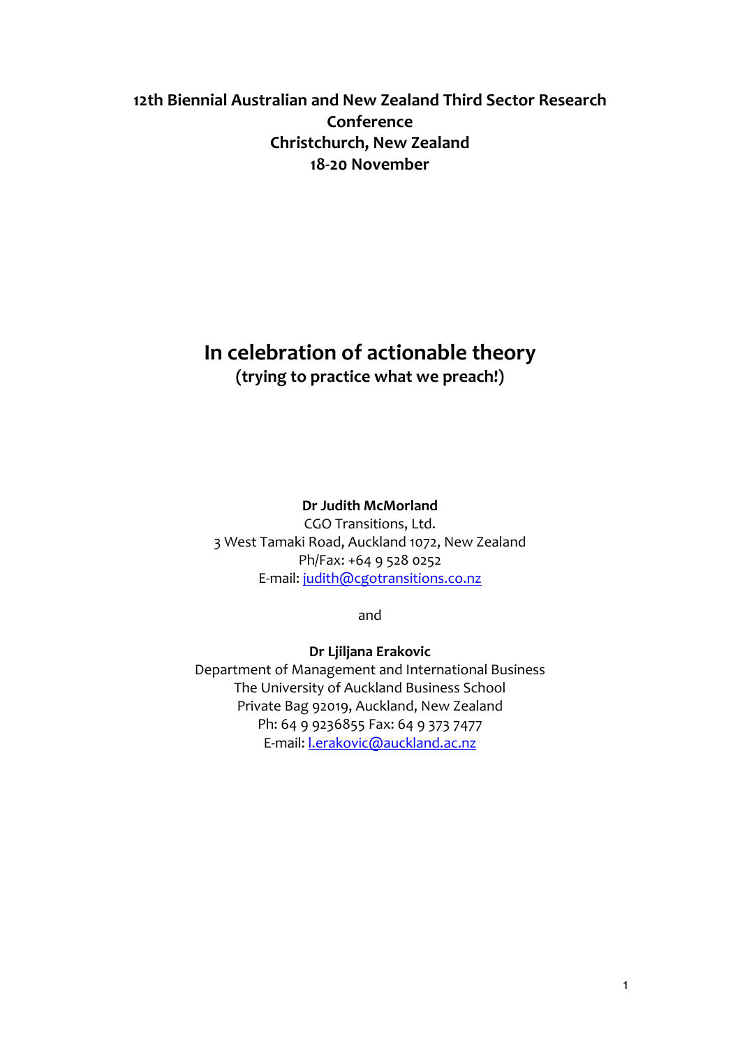**12th Biennial Australian and New Zealand Third Sector Research Conference**
**Christchurch, New Zealand**
**18-20 November**

# In celebration of actionable theory

**(trying to practice what we preach!)**

**Dr Judith McMorland**
CGO Transitions, Ltd.
3 West Tamaki Road, Auckland 1072, New Zealand
Ph/Fax: +64 9 528 0252
E-mail: judith@cgotransitions.co.nz

and

**Dr Ljiljana Erakovic**
Department of Management and International Business
The University of Auckland Business School
Private Bag 92019, Auckland, New Zealand
Ph: 64 9 9236855 Fax: 64 9 373 7477
E-mail: l.erakovic@auckland.ac.nz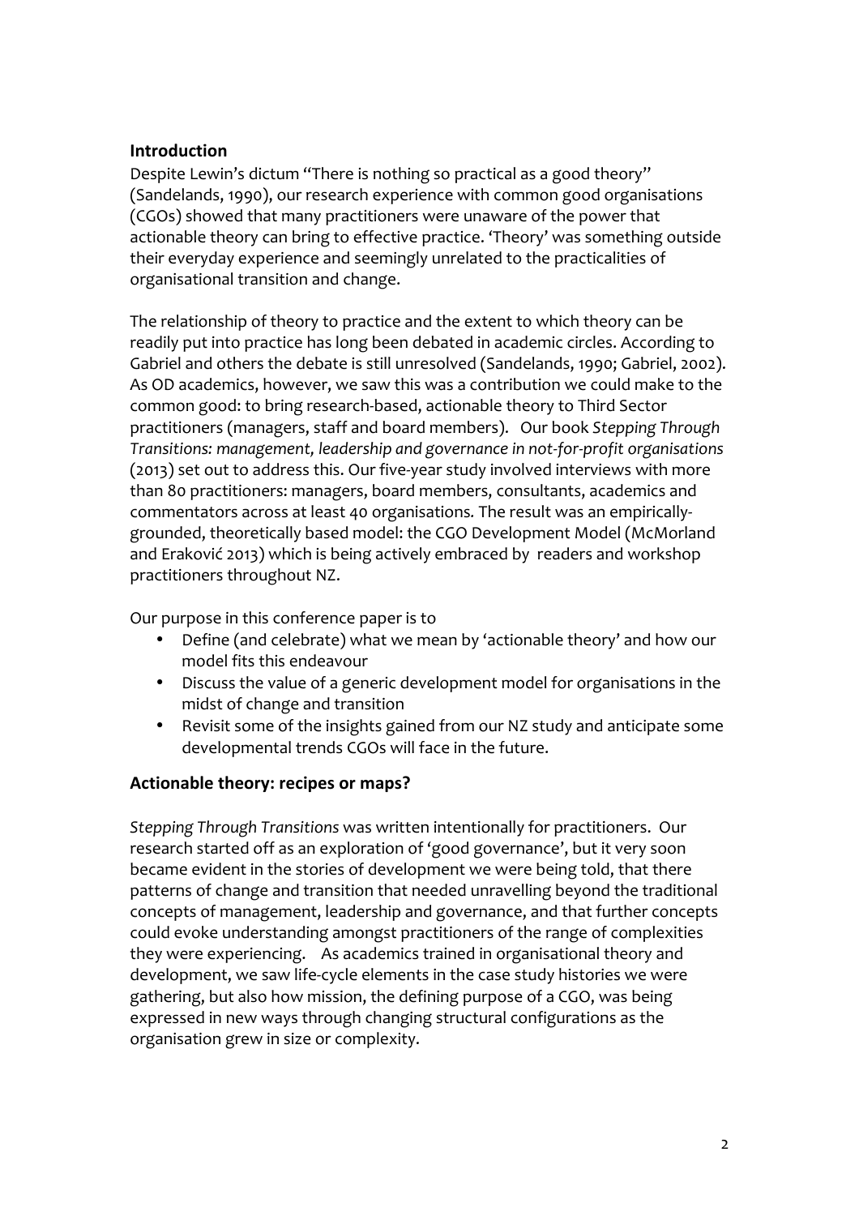## Introduction

Despite Lewin's dictum "There is nothing so practical as a good theory" (Sandelands, 1990), our research experience with common good organisations (CGOs) showed that many practitioners were unaware of the power that actionable theory can bring to effective practice. 'Theory' was something outside their everyday experience and seemingly unrelated to the practicalities of organisational transition and change.

The relationship of theory to practice and the extent to which theory can be readily put into practice has long been debated in academic circles. According to Gabriel and others the debate is still unresolved (Sandelands, 1990; Gabriel, 2002). As OD academics, however, we saw this was a contribution we could make to the common good: to bring research-based, actionable theory to Third Sector practitioners (managers, staff and board members). Our book *Stepping Through Transitions: management, leadership and governance in not-for-profit organisations* (2013) set out to address this. Our five-year study involved interviews with more than 80 practitioners: managers, board members, consultants, academics and commentators across at least 40 organisations. The result was an empirically-grounded, theoretically based model: the CGO Development Model (McMorland and Eraković 2013) which is being actively embraced by readers and workshop practitioners throughout NZ.

Our purpose in this conference paper is to

- Define (and celebrate) what we mean by 'actionable theory' and how our model fits this endeavour
- Discuss the value of a generic development model for organisations in the midst of change and transition
- Revisit some of the insights gained from our NZ study and anticipate some developmental trends CGOs will face in the future.

## Actionable theory: recipes or maps?

*Stepping Through Transitions* was written intentionally for practitioners. Our research started off as an exploration of 'good governance', but it very soon became evident in the stories of development we were being told, that there patterns of change and transition that needed unravelling beyond the traditional concepts of management, leadership and governance, and that further concepts could evoke understanding amongst practitioners of the range of complexities they were experiencing. As academics trained in organisational theory and development, we saw life-cycle elements in the case study histories we were gathering, but also how mission, the defining purpose of a CGO, was being expressed in new ways through changing structural configurations as the organisation grew in size or complexity.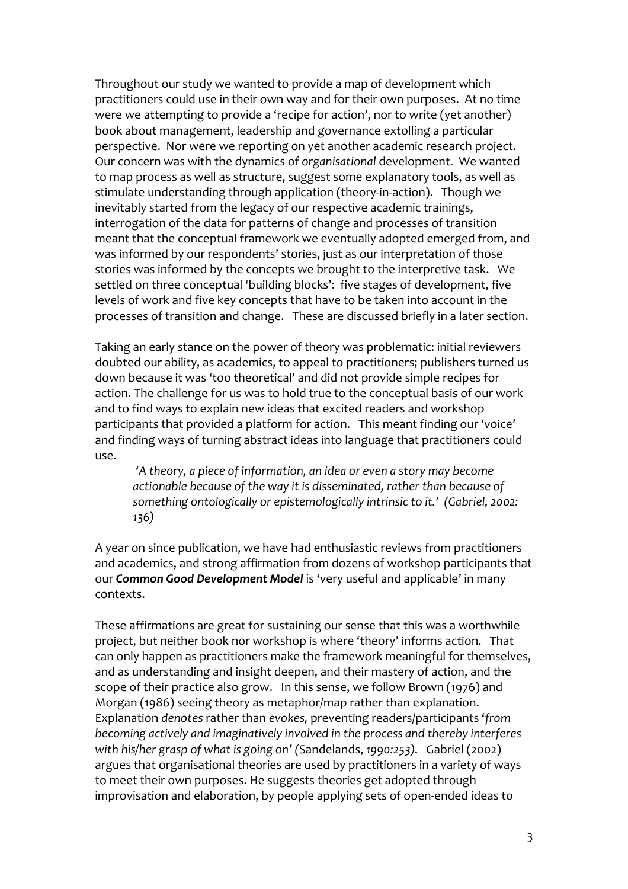Throughout our study we wanted to provide a map of development which practitioners could use in their own way and for their own purposes. At no time were we attempting to provide a 'recipe for action', nor to write (yet another) book about management, leadership and governance extolling a particular perspective. Nor were we reporting on yet another academic research project. Our concern was with the dynamics of *organisational* development. We wanted to map process as well as structure, suggest some explanatory tools, as well as stimulate understanding through application (theory-in-action). Though we inevitably started from the legacy of our respective academic trainings, interrogation of the data for patterns of change and processes of transition meant that the conceptual framework we eventually adopted emerged from, and was informed by our respondents' stories, just as our interpretation of those stories was informed by the concepts we brought to the interpretive task. We settled on three conceptual 'building blocks': five stages of development, five levels of work and five key concepts that have to be taken into account in the processes of transition and change. These are discussed briefly in a later section.

Taking an early stance on the power of theory was problematic: initial reviewers doubted our ability, as academics, to appeal to practitioners; publishers turned us down because it was 'too theoretical' and did not provide simple recipes for action. The challenge for us was to hold true to the conceptual basis of our work and to find ways to explain new ideas that excited readers and workshop participants that provided a platform for action. This meant finding our 'voice' and finding ways of turning abstract ideas into language that practitioners could use.

> *'A theory, a piece of information, an idea or even a story may become actionable because of the way it is disseminated, rather than because of something ontologically or epistemologically intrinsic to it.' (Gabriel, 2002: 136)*

A year on since publication, we have had enthusiastic reviews from practitioners and academics, and strong affirmation from dozens of workshop participants that our ***Common Good Development Model*** is 'very useful and applicable' in many contexts.

These affirmations are great for sustaining our sense that this was a worthwhile project, but neither book nor workshop is where 'theory' informs action. That can only happen as practitioners make the framework meaningful for themselves, and as understanding and insight deepen, and their mastery of action, and the scope of their practice also grow. In this sense, we follow Brown (1976) and Morgan (1986) seeing theory as metaphor/map rather than explanation. Explanation *denotes* rather than *evokes,* preventing readers/participants '*from becoming actively and imaginatively involved in the process and thereby interferes with his/her grasp of what is going on' (*Sandelands, *1990:253).* Gabriel (2002) argues that organisational theories are used by practitioners in a variety of ways to meet their own purposes. He suggests theories get adopted through improvisation and elaboration, by people applying sets of open-ended ideas to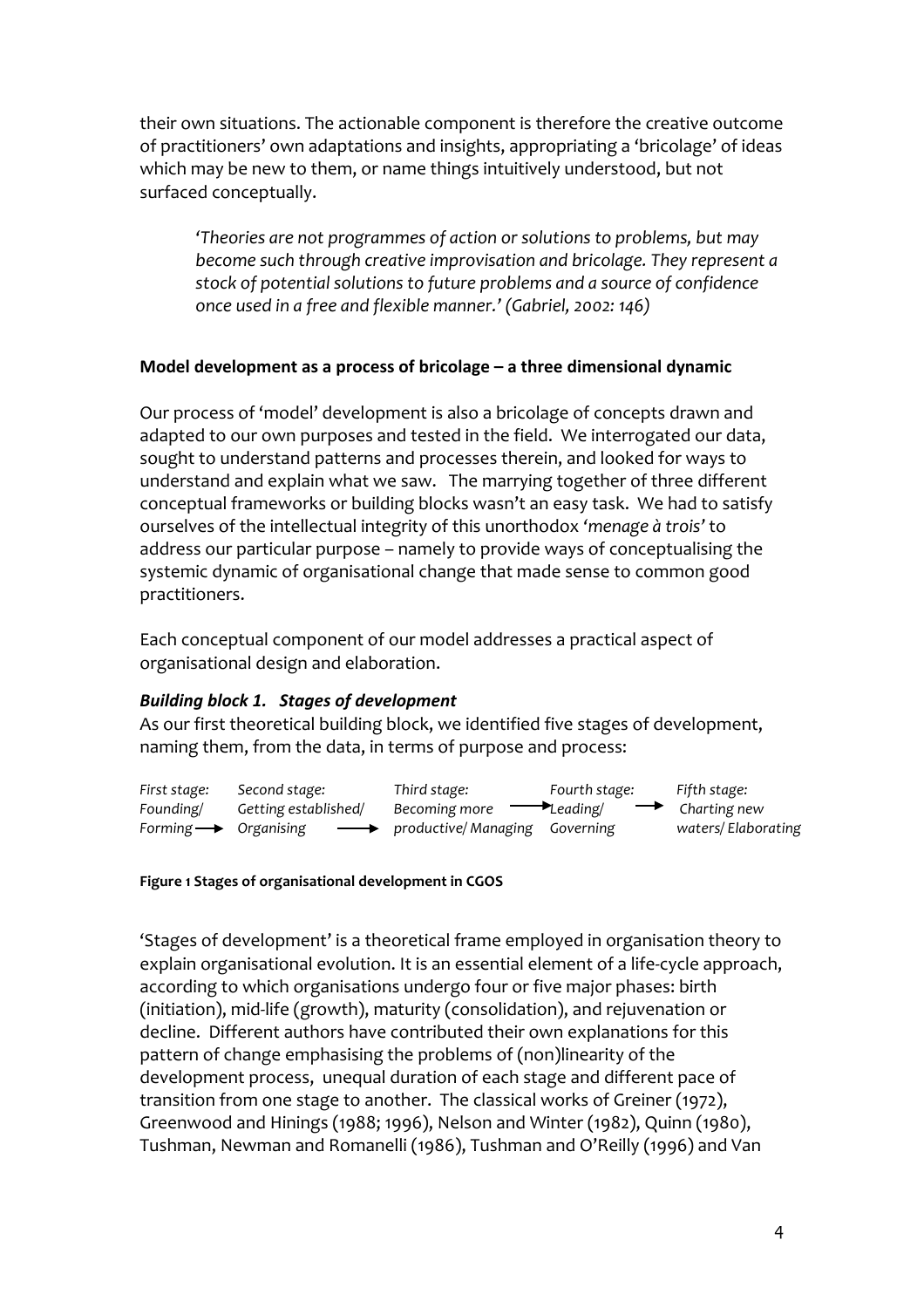their own situations. The actionable component is therefore the creative outcome of practitioners' own adaptations and insights, appropriating a 'bricolage' of ideas which may be new to them, or name things intuitively understood, but not surfaced conceptually.

> *'Theories are not programmes of action or solutions to problems, but may become such through creative improvisation and bricolage. They represent a stock of potential solutions to future problems and a source of confidence once used in a free and flexible manner.' (Gabriel, 2002: 146)*

**Model development as a process of bricolage – a three dimensional dynamic**

Our process of 'model' development is also a bricolage of concepts drawn and adapted to our own purposes and tested in the field. We interrogated our data, sought to understand patterns and processes therein, and looked for ways to understand and explain what we saw. The marrying together of three different conceptual frameworks or building blocks wasn't an easy task. We had to satisfy ourselves of the intellectual integrity of this unorthodox *'menage à trois'* to address our particular purpose – namely to provide ways of conceptualising the systemic dynamic of organisational change that made sense to common good practitioners.

Each conceptual component of our model addresses a practical aspect of organisational design and elaboration.

***Building block 1. Stages of development***

As our first theoretical building block, we identified five stages of development, naming them, from the data, in terms of purpose and process:

*First stage: Founding/ Forming* → *Second stage: Getting established/ Organising* → *Third stage: Becoming more productive/ Managing* → *Fourth stage: Leading/ Governing* → *Fifth stage: Charting new waters/ Elaborating*

**Figure 1 Stages of organisational development in CGOS**

'Stages of development' is a theoretical frame employed in organisation theory to explain organisational evolution. It is an essential element of a life-cycle approach, according to which organisations undergo four or five major phases: birth (initiation), mid-life (growth), maturity (consolidation), and rejuvenation or decline. Different authors have contributed their own explanations for this pattern of change emphasising the problems of (non)linearity of the development process, unequal duration of each stage and different pace of transition from one stage to another. The classical works of Greiner (1972), Greenwood and Hinings (1988; 1996), Nelson and Winter (1982), Quinn (1980), Tushman, Newman and Romanelli (1986), Tushman and O'Reilly (1996) and Van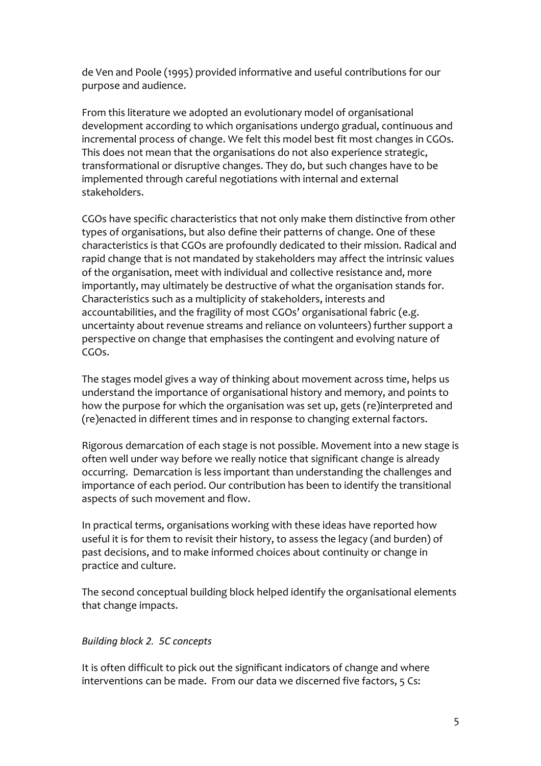de Ven and Poole (1995) provided informative and useful contributions for our purpose and audience.

From this literature we adopted an evolutionary model of organisational development according to which organisations undergo gradual, continuous and incremental process of change. We felt this model best fit most changes in CGOs. This does not mean that the organisations do not also experience strategic, transformational or disruptive changes. They do, but such changes have to be implemented through careful negotiations with internal and external stakeholders.

CGOs have specific characteristics that not only make them distinctive from other types of organisations, but also define their patterns of change. One of these characteristics is that CGOs are profoundly dedicated to their mission. Radical and rapid change that is not mandated by stakeholders may affect the intrinsic values of the organisation, meet with individual and collective resistance and, more importantly, may ultimately be destructive of what the organisation stands for. Characteristics such as a multiplicity of stakeholders, interests and accountabilities, and the fragility of most CGOs' organisational fabric (e.g. uncertainty about revenue streams and reliance on volunteers) further support a perspective on change that emphasises the contingent and evolving nature of CGOs.

The stages model gives a way of thinking about movement across time, helps us understand the importance of organisational history and memory, and points to how the purpose for which the organisation was set up, gets (re)interpreted and (re)enacted in different times and in response to changing external factors.

Rigorous demarcation of each stage is not possible. Movement into a new stage is often well under way before we really notice that significant change is already occurring. Demarcation is less important than understanding the challenges and importance of each period. Our contribution has been to identify the transitional aspects of such movement and flow.

In practical terms, organisations working with these ideas have reported how useful it is for them to revisit their history, to assess the legacy (and burden) of past decisions, and to make informed choices about continuity or change in practice and culture.

The second conceptual building block helped identify the organisational elements that change impacts.

*Building block 2. 5C concepts*

It is often difficult to pick out the significant indicators of change and where interventions can be made. From our data we discerned five factors, 5 Cs: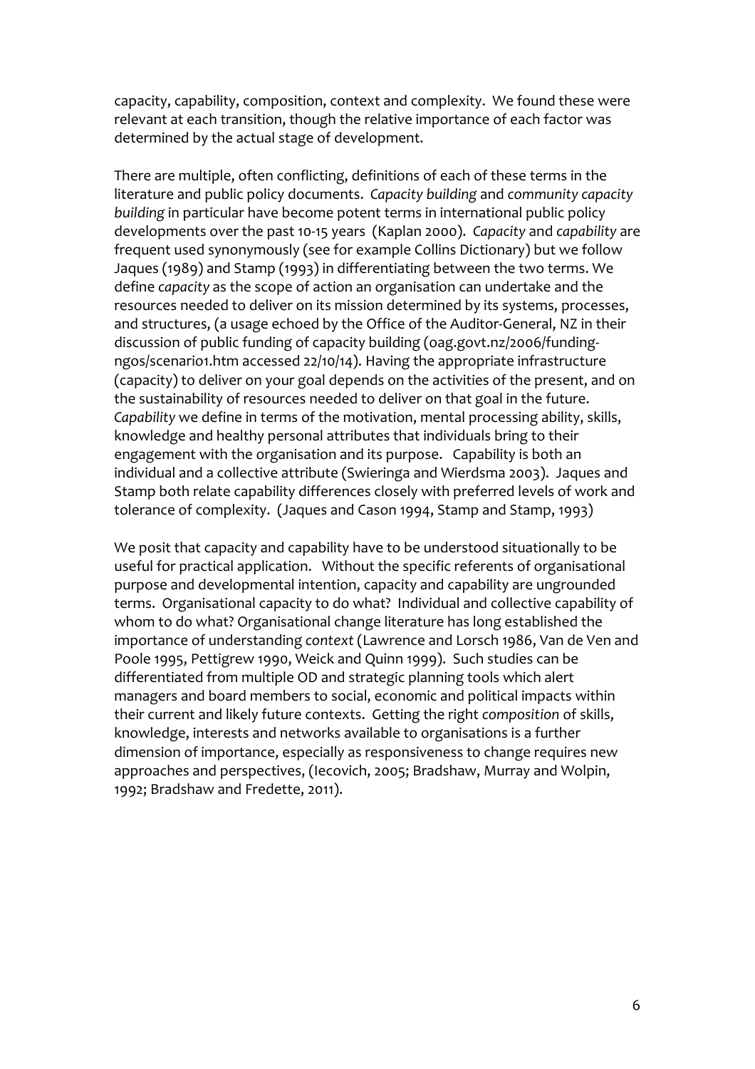capacity, capability, composition, context and complexity. We found these were relevant at each transition, though the relative importance of each factor was determined by the actual stage of development.

There are multiple, often conflicting, definitions of each of these terms in the literature and public policy documents. *Capacity building* and *community capacity building* in particular have become potent terms in international public policy developments over the past 10-15 years (Kaplan 2000). *Capacity* and *capability* are frequent used synonymously (see for example Collins Dictionary) but we follow Jaques (1989) and Stamp (1993) in differentiating between the two terms. We define *capacity* as the scope of action an organisation can undertake and the resources needed to deliver on its mission determined by its systems, processes, and structures, (a usage echoed by the Office of the Auditor-General, NZ in their discussion of public funding of capacity building (oag.govt.nz/2006/funding-ngos/scenario1.htm accessed 22/10/14). Having the appropriate infrastructure (capacity) to deliver on your goal depends on the activities of the present, and on the sustainability of resources needed to deliver on that goal in the future. *Capability* we define in terms of the motivation, mental processing ability, skills, knowledge and healthy personal attributes that individuals bring to their engagement with the organisation and its purpose. Capability is both an individual and a collective attribute (Swieringa and Wierdsma 2003). Jaques and Stamp both relate capability differences closely with preferred levels of work and tolerance of complexity. (Jaques and Cason 1994, Stamp and Stamp, 1993)

We posit that capacity and capability have to be understood situationally to be useful for practical application. Without the specific referents of organisational purpose and developmental intention, capacity and capability are ungrounded terms. Organisational capacity to do what? Individual and collective capability of whom to do what? Organisational change literature has long established the importance of understanding *context* (Lawrence and Lorsch 1986, Van de Ven and Poole 1995, Pettigrew 1990, Weick and Quinn 1999). Such studies can be differentiated from multiple OD and strategic planning tools which alert managers and board members to social, economic and political impacts within their current and likely future contexts. Getting the right *composition* of skills, knowledge, interests and networks available to organisations is a further dimension of importance, especially as responsiveness to change requires new approaches and perspectives, (Iecovich, 2005; Bradshaw, Murray and Wolpin, 1992; Bradshaw and Fredette, 2011).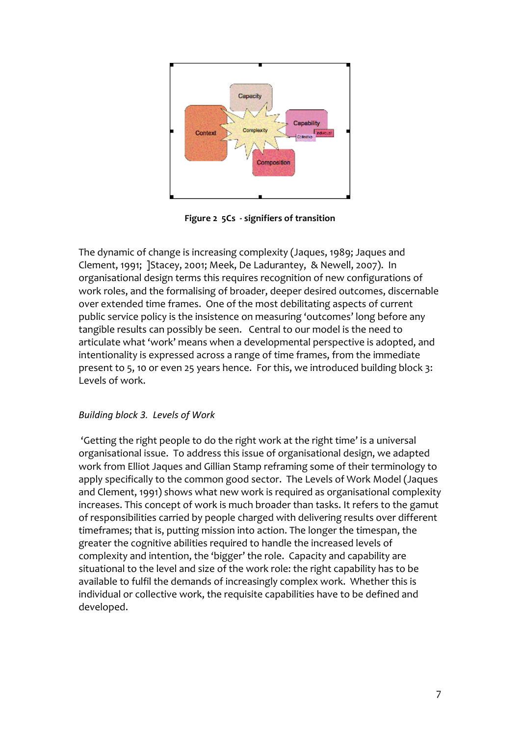**Figure 2 5Cs - signifiers of transition**

The dynamic of change is increasing complexity (Jaques, 1989; Jaques and Clement, 1991; ]Stacey, 2001; Meek, De Ladurantey, & Newell, 2007). In organisational design terms this requires recognition of new configurations of work roles, and the formalising of broader, deeper desired outcomes, discernable over extended time frames. One of the most debilitating aspects of current public service policy is the insistence on measuring 'outcomes' long before any tangible results can possibly be seen. Central to our model is the need to articulate what 'work' means when a developmental perspective is adopted, and intentionality is expressed across a range of time frames, from the immediate present to 5, 10 or even 25 years hence. For this, we introduced building block 3: Levels of work.

*Building block 3. Levels of Work*

'Getting the right people to do the right work at the right time' is a universal organisational issue. To address this issue of organisational design, we adapted work from Elliot Jaques and Gillian Stamp reframing some of their terminology to apply specifically to the common good sector. The Levels of Work Model (Jaques and Clement, 1991) shows what new work is required as organisational complexity increases. This concept of work is much broader than tasks. It refers to the gamut of responsibilities carried by people charged with delivering results over different timeframes; that is, putting mission into action. The longer the timespan, the greater the cognitive abilities required to handle the increased levels of complexity and intention, the 'bigger' the role. Capacity and capability are situational to the level and size of the work role: the right capability has to be available to fulfil the demands of increasingly complex work. Whether this is individual or collective work, the requisite capabilities have to be defined and developed.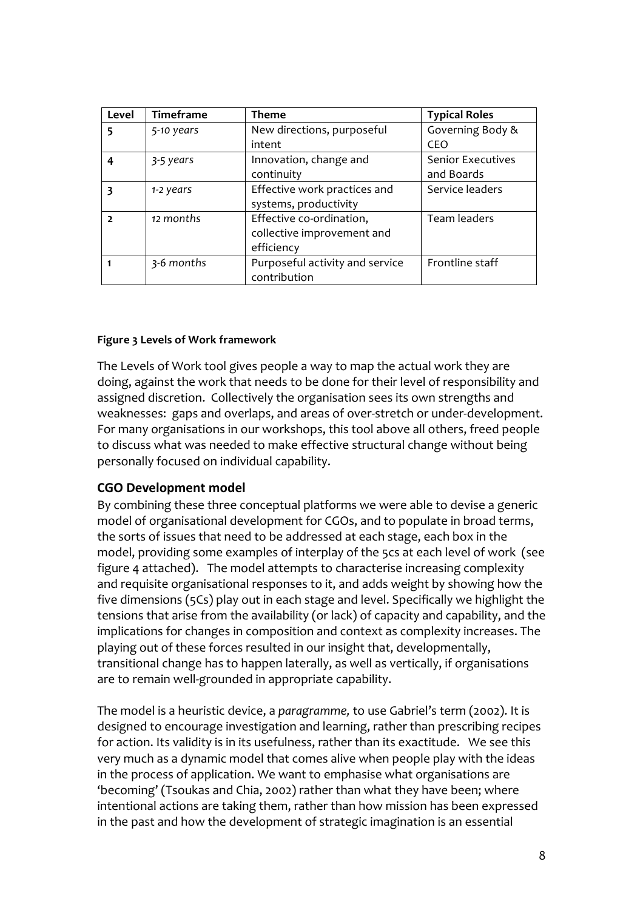| Level | Timeframe | Theme | Typical Roles |
|---|---|---|---|
| **5** | *5-10 years* | New directions, purposeful intent | Governing Body & CEO |
| **4** | *3-5 years* | Innovation, change and continuity | Senior Executives and Boards |
| **3** | *1-2 years* | Effective work practices and systems, productivity | Service leaders |
| **2** | *12 months* | Effective co-ordination, collective improvement and efficiency | Team leaders |
| **1** | *3-6 months* | Purposeful activity and service contribution | Frontline staff |

**Figure 3 Levels of Work framework**

The Levels of Work tool gives people a way to map the actual work they are doing, against the work that needs to be done for their level of responsibility and assigned discretion. Collectively the organisation sees its own strengths and weaknesses: gaps and overlaps, and areas of over-stretch or under-development. For many organisations in our workshops, this tool above all others, freed people to discuss what was needed to make effective structural change without being personally focused on individual capability.

### CGO Development model

By combining these three conceptual platforms we were able to devise a generic model of organisational development for CGOs, and to populate in broad terms, the sorts of issues that need to be addressed at each stage, each box in the model, providing some examples of interplay of the 5cs at each level of work (see figure 4 attached). The model attempts to characterise increasing complexity and requisite organisational responses to it, and adds weight by showing how the five dimensions (5Cs) play out in each stage and level. Specifically we highlight the tensions that arise from the availability (or lack) of capacity and capability, and the implications for changes in composition and context as complexity increases. The playing out of these forces resulted in our insight that, developmentally, transitional change has to happen laterally, as well as vertically, if organisations are to remain well-grounded in appropriate capability.

The model is a heuristic device, a *paragramme,* to use Gabriel's term (2002). It is designed to encourage investigation and learning, rather than prescribing recipes for action. Its validity is in its usefulness, rather than its exactitude. We see this very much as a dynamic model that comes alive when people play with the ideas in the process of application. We want to emphasise what organisations are 'becoming' (Tsoukas and Chia, 2002) rather than what they have been; where intentional actions are taking them, rather than how mission has been expressed in the past and how the development of strategic imagination is an essential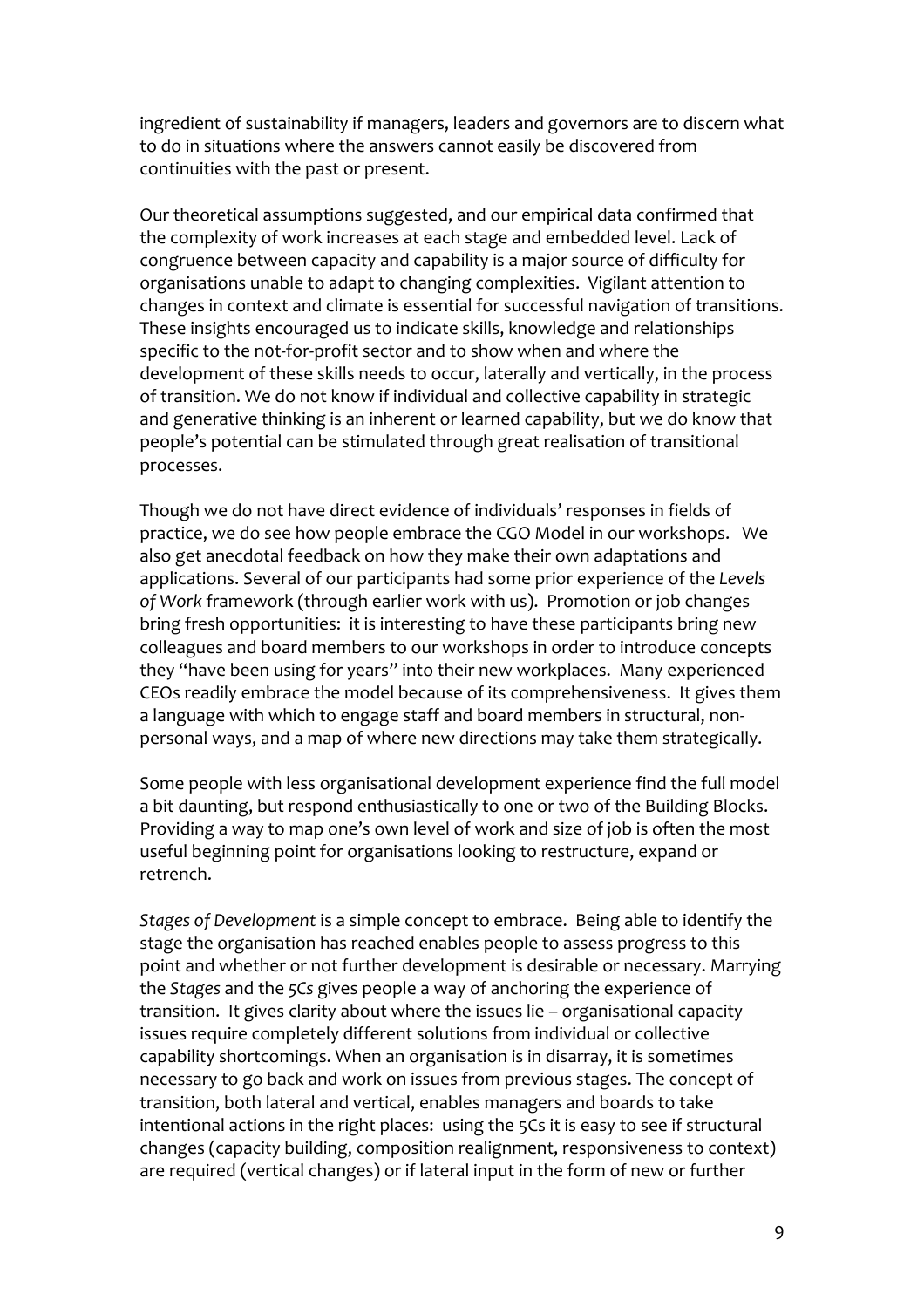ingredient of sustainability if managers, leaders and governors are to discern what to do in situations where the answers cannot easily be discovered from continuities with the past or present.

Our theoretical assumptions suggested, and our empirical data confirmed that the complexity of work increases at each stage and embedded level. Lack of congruence between capacity and capability is a major source of difficulty for organisations unable to adapt to changing complexities. Vigilant attention to changes in context and climate is essential for successful navigation of transitions. These insights encouraged us to indicate skills, knowledge and relationships specific to the not-for-profit sector and to show when and where the development of these skills needs to occur, laterally and vertically, in the process of transition. We do not know if individual and collective capability in strategic and generative thinking is an inherent or learned capability, but we do know that people's potential can be stimulated through great realisation of transitional processes.

Though we do not have direct evidence of individuals' responses in fields of practice, we do see how people embrace the CGO Model in our workshops. We also get anecdotal feedback on how they make their own adaptations and applications. Several of our participants had some prior experience of the *Levels of Work* framework (through earlier work with us). Promotion or job changes bring fresh opportunities: it is interesting to have these participants bring new colleagues and board members to our workshops in order to introduce concepts they "have been using for years" into their new workplaces. Many experienced CEOs readily embrace the model because of its comprehensiveness. It gives them a language with which to engage staff and board members in structural, non-personal ways, and a map of where new directions may take them strategically.

Some people with less organisational development experience find the full model a bit daunting, but respond enthusiastically to one or two of the Building Blocks. Providing a way to map one's own level of work and size of job is often the most useful beginning point for organisations looking to restructure, expand or retrench.

*Stages of Development* is a simple concept to embrace. Being able to identify the stage the organisation has reached enables people to assess progress to this point and whether or not further development is desirable or necessary. Marrying the *Stages* and the *5Cs* gives people a way of anchoring the experience of transition. It gives clarity about where the issues lie – organisational capacity issues require completely different solutions from individual or collective capability shortcomings. When an organisation is in disarray, it is sometimes necessary to go back and work on issues from previous stages. The concept of transition, both lateral and vertical, enables managers and boards to take intentional actions in the right places: using the 5Cs it is easy to see if structural changes (capacity building, composition realignment, responsiveness to context) are required (vertical changes) or if lateral input in the form of new or further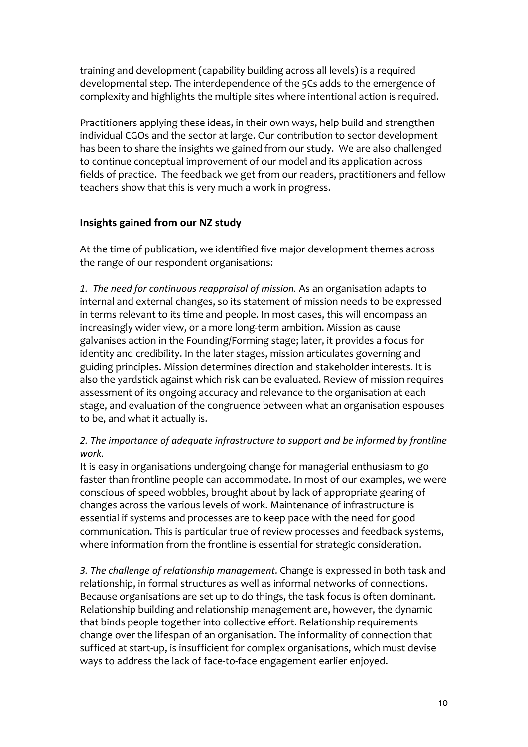training and development (capability building across all levels) is a required developmental step. The interdependence of the 5Cs adds to the emergence of complexity and highlights the multiple sites where intentional action is required.

Practitioners applying these ideas, in their own ways, help build and strengthen individual CGOs and the sector at large. Our contribution to sector development has been to share the insights we gained from our study. We are also challenged to continue conceptual improvement of our model and its application across fields of practice. The feedback we get from our readers, practitioners and fellow teachers show that this is very much a work in progress.

**Insights gained from our NZ study**

At the time of publication, we identified five major development themes across the range of our respondent organisations:

*1. The need for continuous reappraisal of mission.* As an organisation adapts to internal and external changes, so its statement of mission needs to be expressed in terms relevant to its time and people. In most cases, this will encompass an increasingly wider view, or a more long-term ambition. Mission as cause galvanises action in the Founding/Forming stage; later, it provides a focus for identity and credibility. In the later stages, mission articulates governing and guiding principles. Mission determines direction and stakeholder interests. It is also the yardstick against which risk can be evaluated. Review of mission requires assessment of its ongoing accuracy and relevance to the organisation at each stage, and evaluation of the congruence between what an organisation espouses to be, and what it actually is.

*2. The importance of adequate infrastructure to support and be informed by frontline work.*

It is easy in organisations undergoing change for managerial enthusiasm to go faster than frontline people can accommodate. In most of our examples, we were conscious of speed wobbles, brought about by lack of appropriate gearing of changes across the various levels of work. Maintenance of infrastructure is essential if systems and processes are to keep pace with the need for good communication. This is particular true of review processes and feedback systems, where information from the frontline is essential for strategic consideration.

*3. The challenge of relationship management*. Change is expressed in both task and relationship, in formal structures as well as informal networks of connections. Because organisations are set up to do things, the task focus is often dominant. Relationship building and relationship management are, however, the dynamic that binds people together into collective effort. Relationship requirements change over the lifespan of an organisation. The informality of connection that sufficed at start-up, is insufficient for complex organisations, which must devise ways to address the lack of face-to-face engagement earlier enjoyed.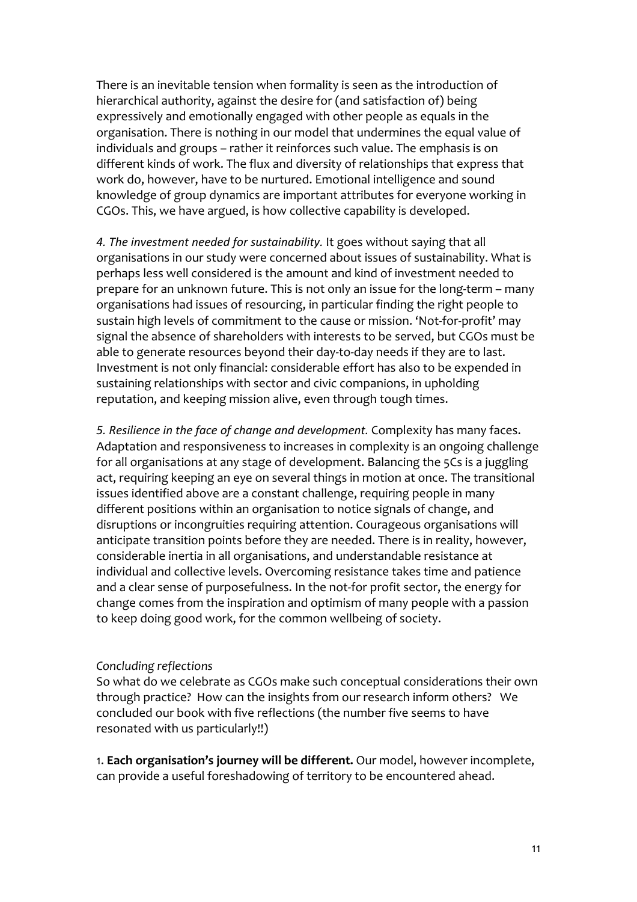There is an inevitable tension when formality is seen as the introduction of hierarchical authority, against the desire for (and satisfaction of) being expressively and emotionally engaged with other people as equals in the organisation. There is nothing in our model that undermines the equal value of individuals and groups – rather it reinforces such value. The emphasis is on different kinds of work. The flux and diversity of relationships that express that work do, however, have to be nurtured. Emotional intelligence and sound knowledge of group dynamics are important attributes for everyone working in CGOs. This, we have argued, is how collective capability is developed.

*4. The investment needed for sustainability.* It goes without saying that all organisations in our study were concerned about issues of sustainability. What is perhaps less well considered is the amount and kind of investment needed to prepare for an unknown future. This is not only an issue for the long-term – many organisations had issues of resourcing, in particular finding the right people to sustain high levels of commitment to the cause or mission. 'Not-for-profit' may signal the absence of shareholders with interests to be served, but CGOs must be able to generate resources beyond their day-to-day needs if they are to last. Investment is not only financial: considerable effort has also to be expended in sustaining relationships with sector and civic companions, in upholding reputation, and keeping mission alive, even through tough times.

*5. Resilience in the face of change and development.* Complexity has many faces. Adaptation and responsiveness to increases in complexity is an ongoing challenge for all organisations at any stage of development. Balancing the 5Cs is a juggling act, requiring keeping an eye on several things in motion at once. The transitional issues identified above are a constant challenge, requiring people in many different positions within an organisation to notice signals of change, and disruptions or incongruities requiring attention. Courageous organisations will anticipate transition points before they are needed. There is in reality, however, considerable inertia in all organisations, and understandable resistance at individual and collective levels. Overcoming resistance takes time and patience and a clear sense of purposefulness. In the not-for profit sector, the energy for change comes from the inspiration and optimism of many people with a passion to keep doing good work, for the common wellbeing of society.

*Concluding reflections*

So what do we celebrate as CGOs make such conceptual considerations their own through practice? How can the insights from our research inform others? We concluded our book with five reflections (the number five seems to have resonated with us particularly!!)

1. **Each organisation's journey will be different.** Our model, however incomplete, can provide a useful foreshadowing of territory to be encountered ahead.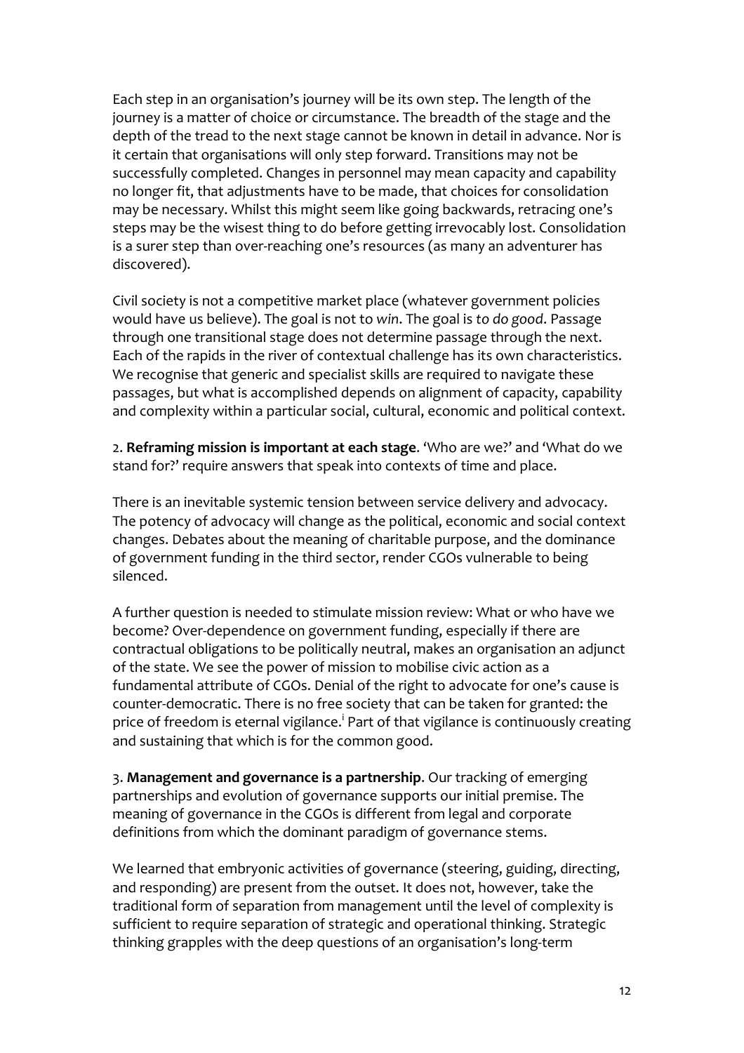Each step in an organisation's journey will be its own step. The length of the journey is a matter of choice or circumstance. The breadth of the stage and the depth of the tread to the next stage cannot be known in detail in advance. Nor is it certain that organisations will only step forward. Transitions may not be successfully completed. Changes in personnel may mean capacity and capability no longer fit, that adjustments have to be made, that choices for consolidation may be necessary. Whilst this might seem like going backwards, retracing one's steps may be the wisest thing to do before getting irrevocably lost. Consolidation is a surer step than over-reaching one's resources (as many an adventurer has discovered).

Civil society is not a competitive market place (whatever government policies would have us believe). The goal is not to *win*. The goal is *to do good*. Passage through one transitional stage does not determine passage through the next. Each of the rapids in the river of contextual challenge has its own characteristics. We recognise that generic and specialist skills are required to navigate these passages, but what is accomplished depends on alignment of capacity, capability and complexity within a particular social, cultural, economic and political context.

2. **Reframing mission is important at each stage**. 'Who are we?' and 'What do we stand for?' require answers that speak into contexts of time and place.

There is an inevitable systemic tension between service delivery and advocacy. The potency of advocacy will change as the political, economic and social context changes. Debates about the meaning of charitable purpose, and the dominance of government funding in the third sector, render CGOs vulnerable to being silenced.

A further question is needed to stimulate mission review: What or who have we become? Over-dependence on government funding, especially if there are contractual obligations to be politically neutral, makes an organisation an adjunct of the state. We see the power of mission to mobilise civic action as a fundamental attribute of CGOs. Denial of the right to advocate for one's cause is counter-democratic. There is no free society that can be taken for granted: the price of freedom is eternal vigilance.[i] Part of that vigilance is continuously creating and sustaining that which is for the common good.

3. **Management and governance is a partnership**. Our tracking of emerging partnerships and evolution of governance supports our initial premise. The meaning of governance in the CGOs is different from legal and corporate definitions from which the dominant paradigm of governance stems.

We learned that embryonic activities of governance (steering, guiding, directing, and responding) are present from the outset. It does not, however, take the traditional form of separation from management until the level of complexity is sufficient to require separation of strategic and operational thinking. Strategic thinking grapples with the deep questions of an organisation's long-term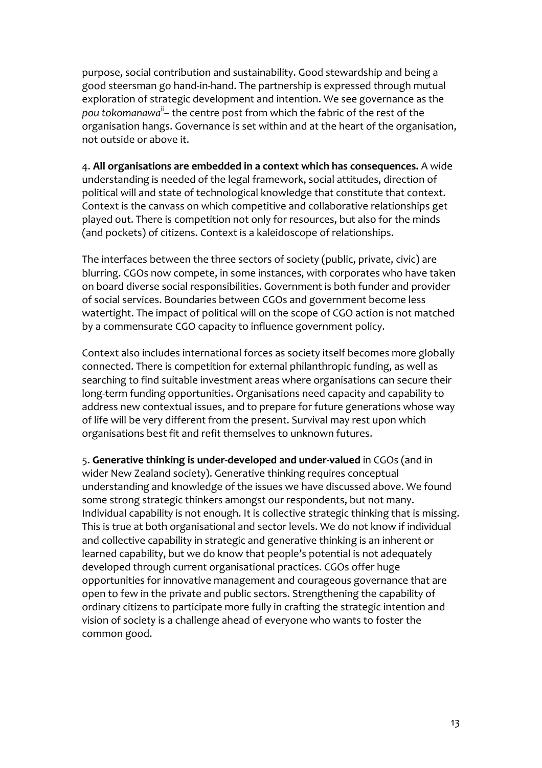purpose, social contribution and sustainability. Good stewardship and being a good steersman go hand-in-hand. The partnership is expressed through mutual exploration of strategic development and intention. We see governance as the *pou tokomanawa*[ii] – the centre post from which the fabric of the rest of the organisation hangs. Governance is set within and at the heart of the organisation, not outside or above it.

4. **All organisations are embedded in a context which has consequences.** A wide understanding is needed of the legal framework, social attitudes, direction of political will and state of technological knowledge that constitute that context. Context is the canvass on which competitive and collaborative relationships get played out. There is competition not only for resources, but also for the minds (and pockets) of citizens. Context is a kaleidoscope of relationships.

The interfaces between the three sectors of society (public, private, civic) are blurring. CGOs now compete, in some instances, with corporates who have taken on board diverse social responsibilities. Government is both funder and provider of social services. Boundaries between CGOs and government become less watertight. The impact of political will on the scope of CGO action is not matched by a commensurate CGO capacity to influence government policy.

Context also includes international forces as society itself becomes more globally connected. There is competition for external philanthropic funding, as well as searching to find suitable investment areas where organisations can secure their long-term funding opportunities. Organisations need capacity and capability to address new contextual issues, and to prepare for future generations whose way of life will be very different from the present. Survival may rest upon which organisations best fit and refit themselves to unknown futures.

5. **Generative thinking is under-developed and under-valued** in CGOs (and in wider New Zealand society). Generative thinking requires conceptual understanding and knowledge of the issues we have discussed above. We found some strong strategic thinkers amongst our respondents, but not many. Individual capability is not enough. It is collective strategic thinking that is missing. This is true at both organisational and sector levels. We do not know if individual and collective capability in strategic and generative thinking is an inherent or learned capability, but we do know that people's potential is not adequately developed through current organisational practices. CGOs offer huge opportunities for innovative management and courageous governance that are open to few in the private and public sectors. Strengthening the capability of ordinary citizens to participate more fully in crafting the strategic intention and vision of society is a challenge ahead of everyone who wants to foster the common good.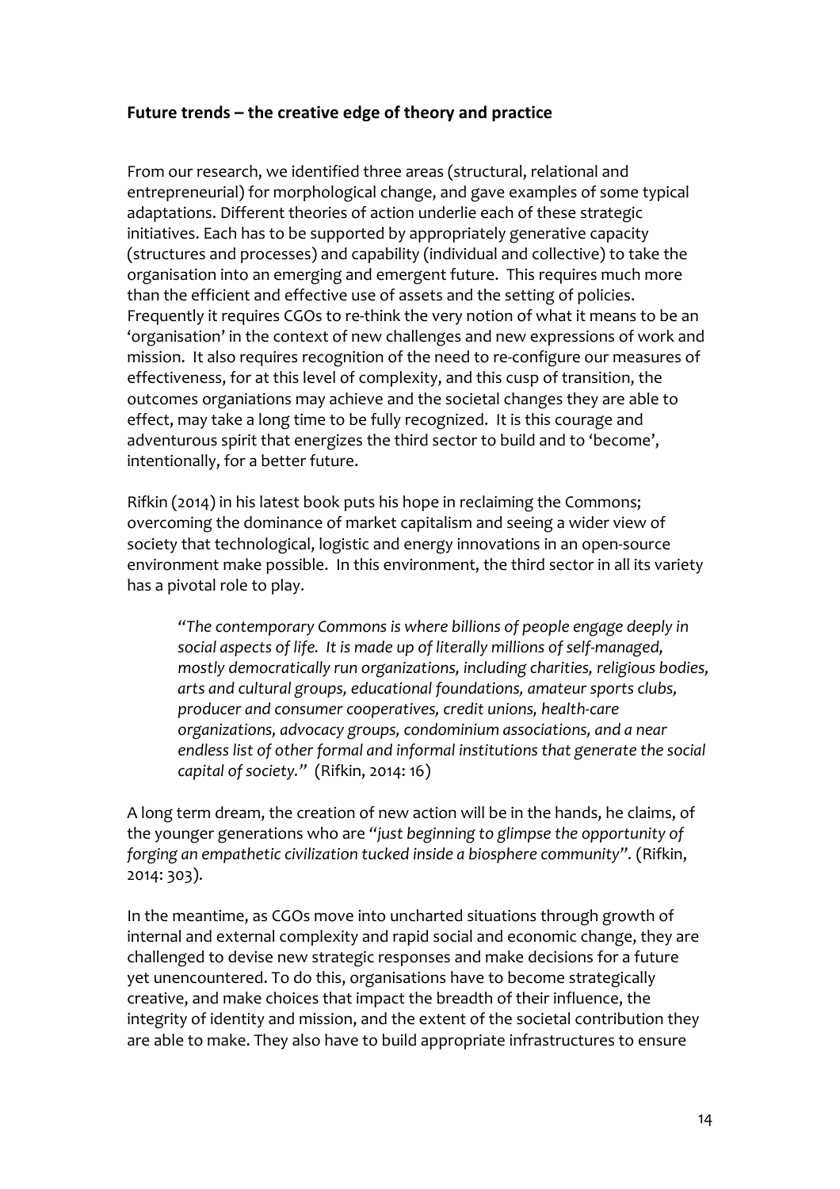**Future trends – the creative edge of theory and practice**

From our research, we identified three areas (structural, relational and entrepreneurial) for morphological change, and gave examples of some typical adaptations. Different theories of action underlie each of these strategic initiatives. Each has to be supported by appropriately generative capacity (structures and processes) and capability (individual and collective) to take the organisation into an emerging and emergent future. This requires much more than the efficient and effective use of assets and the setting of policies. Frequently it requires CGOs to re-think the very notion of what it means to be an 'organisation' in the context of new challenges and new expressions of work and mission. It also requires recognition of the need to re-configure our measures of effectiveness, for at this level of complexity, and this cusp of transition, the outcomes organiations may achieve and the societal changes they are able to effect, may take a long time to be fully recognized. It is this courage and adventurous spirit that energizes the third sector to build and to 'become', intentionally, for a better future.

Rifkin (2014) in his latest book puts his hope in reclaiming the Commons; overcoming the dominance of market capitalism and seeing a wider view of society that technological, logistic and energy innovations in an open-source environment make possible. In this environment, the third sector in all its variety has a pivotal role to play.

> *"The contemporary Commons is where billions of people engage deeply in social aspects of life. It is made up of literally millions of self-managed, mostly democratically run organizations, including charities, religious bodies, arts and cultural groups, educational foundations, amateur sports clubs, producer and consumer cooperatives, credit unions, health-care organizations, advocacy groups, condominium associations, and a near endless list of other formal and informal institutions that generate the social capital of society."* (Rifkin, 2014: 16)

A long term dream, the creation of new action will be in the hands, he claims, of the younger generations who are *"just beginning to glimpse the opportunity of forging an empathetic civilization tucked inside a biosphere community"*. (Rifkin, 2014: 303).

In the meantime, as CGOs move into uncharted situations through growth of internal and external complexity and rapid social and economic change, they are challenged to devise new strategic responses and make decisions for a future yet unencountered. To do this, organisations have to become strategically creative, and make choices that impact the breadth of their influence, the integrity of identity and mission, and the extent of the societal contribution they are able to make. They also have to build appropriate infrastructures to ensure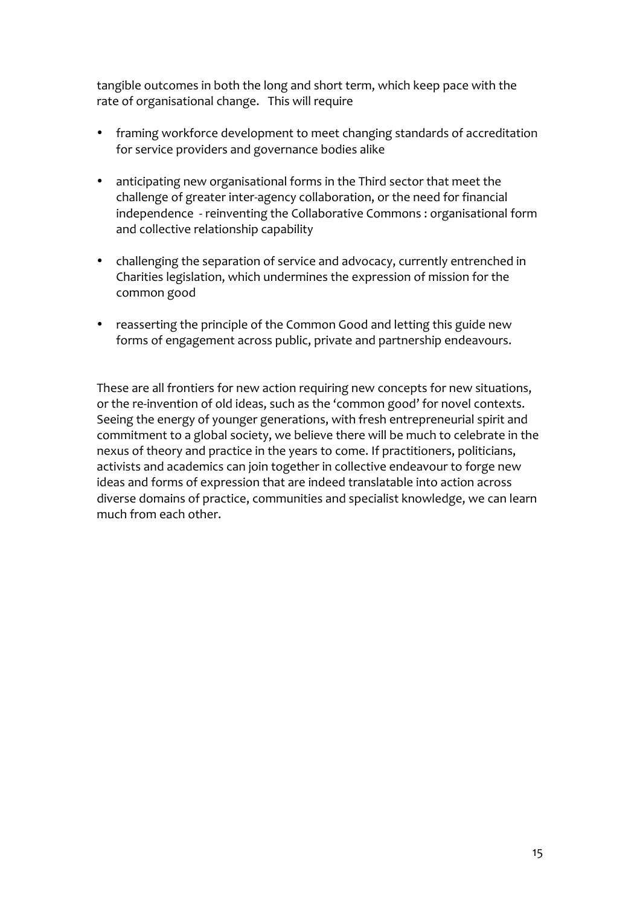tangible outcomes in both the long and short term, which keep pace with the rate of organisational change. This will require

- framing workforce development to meet changing standards of accreditation for service providers and governance bodies alike
- anticipating new organisational forms in the Third sector that meet the challenge of greater inter-agency collaboration, or the need for financial independence - reinventing the Collaborative Commons : organisational form and collective relationship capability
- challenging the separation of service and advocacy, currently entrenched in Charities legislation, which undermines the expression of mission for the common good
- reasserting the principle of the Common Good and letting this guide new forms of engagement across public, private and partnership endeavours.

These are all frontiers for new action requiring new concepts for new situations, or the re-invention of old ideas, such as the 'common good' for novel contexts. Seeing the energy of younger generations, with fresh entrepreneurial spirit and commitment to a global society, we believe there will be much to celebrate in the nexus of theory and practice in the years to come. If practitioners, politicians, activists and academics can join together in collective endeavour to forge new ideas and forms of expression that are indeed translatable into action across diverse domains of practice, communities and specialist knowledge, we can learn much from each other.